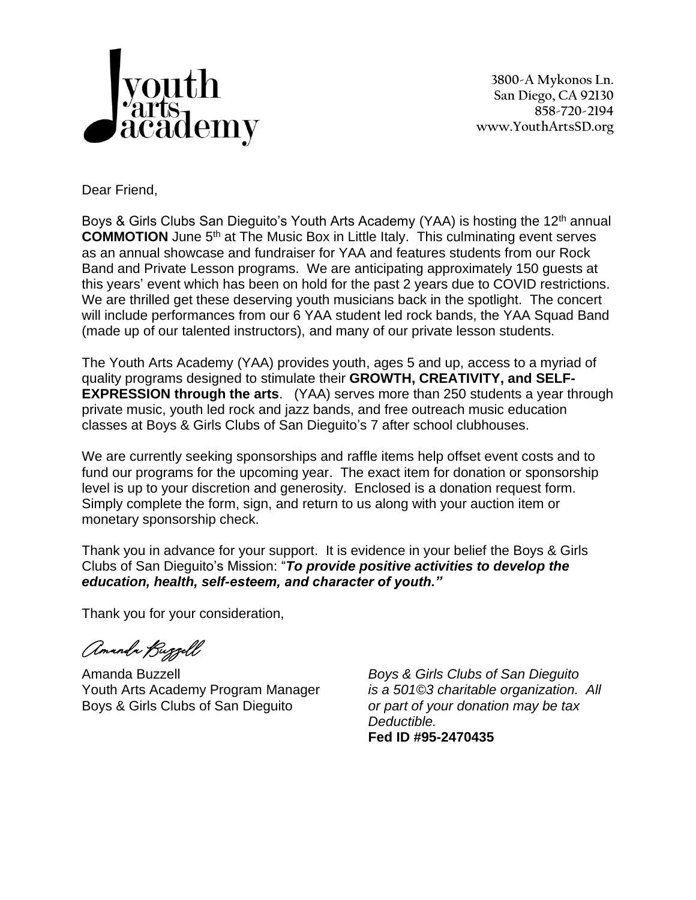youth arts academy

3800-A Mykonos Ln.
San Diego, CA 92130
858-720-2194
www.YouthArtsSD.org

Dear Friend,

Boys & Girls Clubs San Dieguito's Youth Arts Academy (YAA) is hosting the 12th annual **COMMOTION** June 5th at The Music Box in Little Italy. This culminating event serves as an annual showcase and fundraiser for YAA and features students from our Rock Band and Private Lesson programs. We are anticipating approximately 150 guests at this years' event which has been on hold for the past 2 years due to COVID restrictions. We are thrilled get these deserving youth musicians back in the spotlight. The concert will include performances from our 6 YAA student led rock bands, the YAA Squad Band (made up of our talented instructors), and many of our private lesson students.

The Youth Arts Academy (YAA) provides youth, ages 5 and up, access to a myriad of quality programs designed to stimulate their **GROWTH, CREATIVITY, and SELF-EXPRESSION through the arts**. (YAA) serves more than 250 students a year through private music, youth led rock and jazz bands, and free outreach music education classes at Boys & Girls Clubs of San Dieguito's 7 after school clubhouses.

We are currently seeking sponsorships and raffle items help offset event costs and to fund our programs for the upcoming year. The exact item for donation or sponsorship level is up to your discretion and generosity. Enclosed is a donation request form. Simply complete the form, sign, and return to us along with your auction item or monetary sponsorship check.

Thank you in advance for your support. It is evidence in your belief the Boys & Girls Clubs of San Dieguito's Mission: "***To provide positive activities to develop the education, health, self-esteem, and character of youth."***

Thank you for your consideration,

*Amanda Buzzell*

Amanda Buzzell
Youth Arts Academy Program Manager
Boys & Girls Clubs of San Dieguito

*Boys & Girls Clubs of San Dieguito is a 501©3 charitable organization. All or part of your donation may be tax Deductible.*
**Fed ID #95-2470435**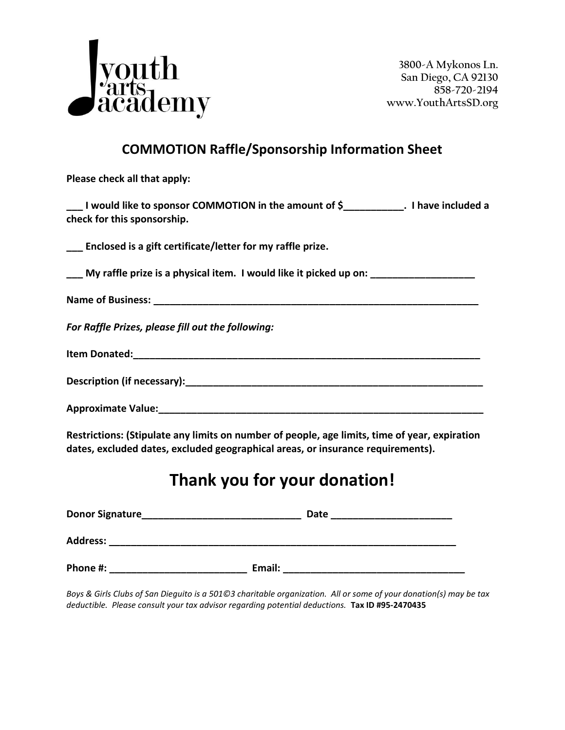youth arts academy

3800-A Mykonos Ln.
San Diego, CA 92130
858-720-2194
www.YouthArtsSD.org

## COMMOTION Raffle/Sponsorship Information Sheet

**Please check all that apply:**

**___ I would like to sponsor COMMOTION in the amount of $___________. I have included a check for this sponsorship.**

**___ Enclosed is a gift certificate/letter for my raffle prize.**

**___ My raffle prize is a physical item. I would like it picked up on: ___________________**

**Name of Business: ______________________________________________________________**

***For Raffle Prizes, please fill out the following:***

**Item Donated:_________________________________________________________________**

**Description (if necessary):_______________________________________________________**

**Approximate Value:_____________________________________________________________**

**Restrictions: (Stipulate any limits on number of people, age limits, time of year, expiration dates, excluded dates, excluded geographical areas, or insurance requirements).**

# Thank you for your donation!

**Donor Signature_____________________________ Date ______________________**

**Address: _________________________________________________________________**

**Phone #: _________________________ Email: _________________________________**

*Boys & Girls Clubs of San Dieguito is a 501©3 charitable organization. All or some of your donation(s) may be tax deductible. Please consult your tax advisor regarding potential deductions.* **Tax ID #95-2470435**